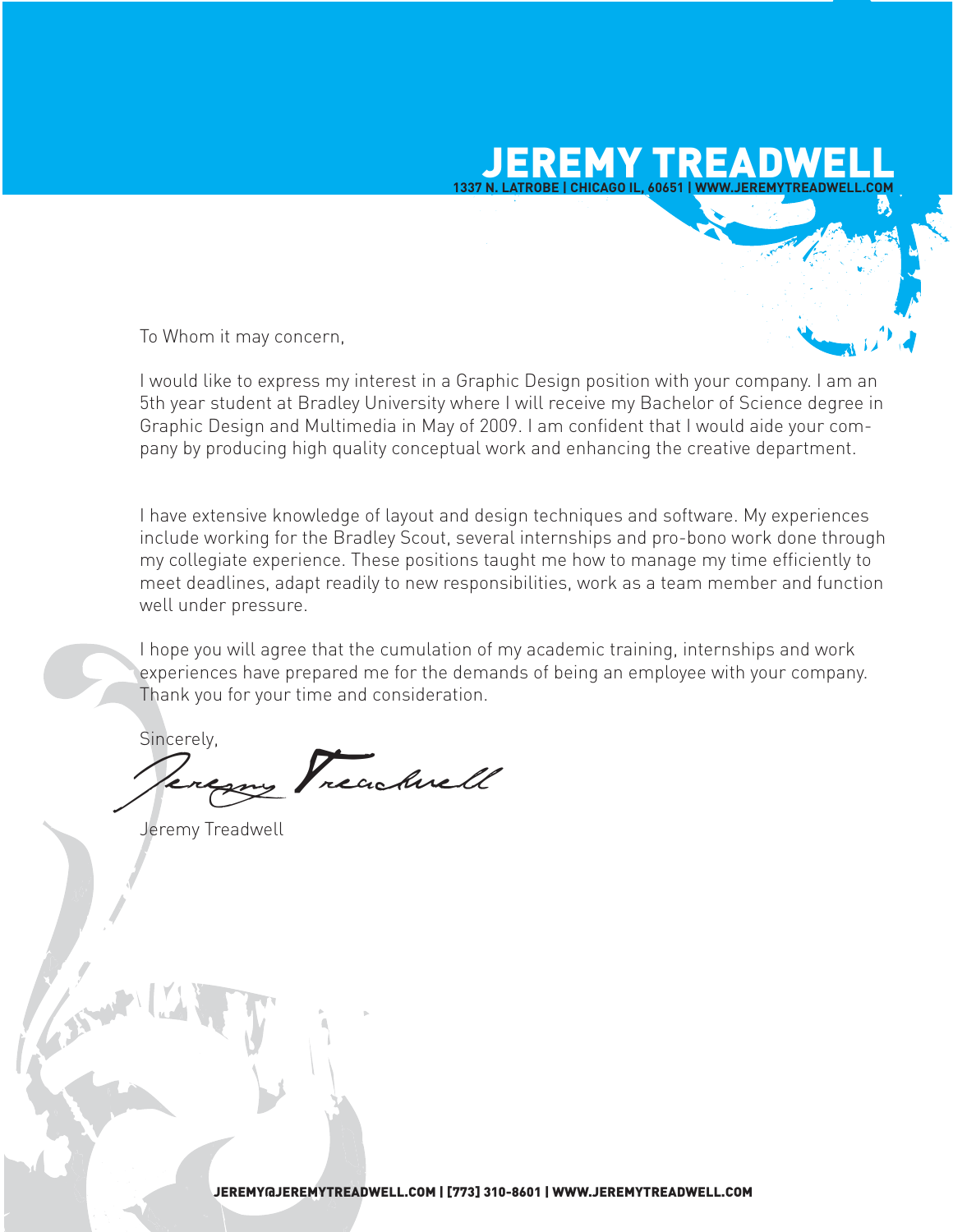# JEREMY TREADWELL

**1337 N. LATROBE | CHICAGO IL, 60651 | WWW.JEREMYTREADWELL.COM**

To Whom it may concern,

I would like to express my interest in a Graphic Design position with your company. I am an 5th year student at Bradley University where I will receive my Bachelor of Science degree in Graphic Design and Multimedia in May of 2009. I am confident that I would aide your company by producing high quality conceptual work and enhancing the creative department.

I have extensive knowledge of layout and design techniques and software. My experiences include working for the Bradley Scout, several internships and pro-bono work done through my collegiate experience. These positions taught me how to manage my time efficiently to meet deadlines, adapt readily to new responsibilities, work as a team member and function well under pressure.

I hope you will agree that the cumulation of my academic training, internships and work experiences have prepared me for the demands of being an employee with your company. Thank you for your time and consideration.

Sincerely,

Jeremy Treadwell

Jeremy Treadwell

**JEREMY@JEREMYTREADWELL.COM | [773] 310-8601 | WWW.JEREMYTREADWELL.COM**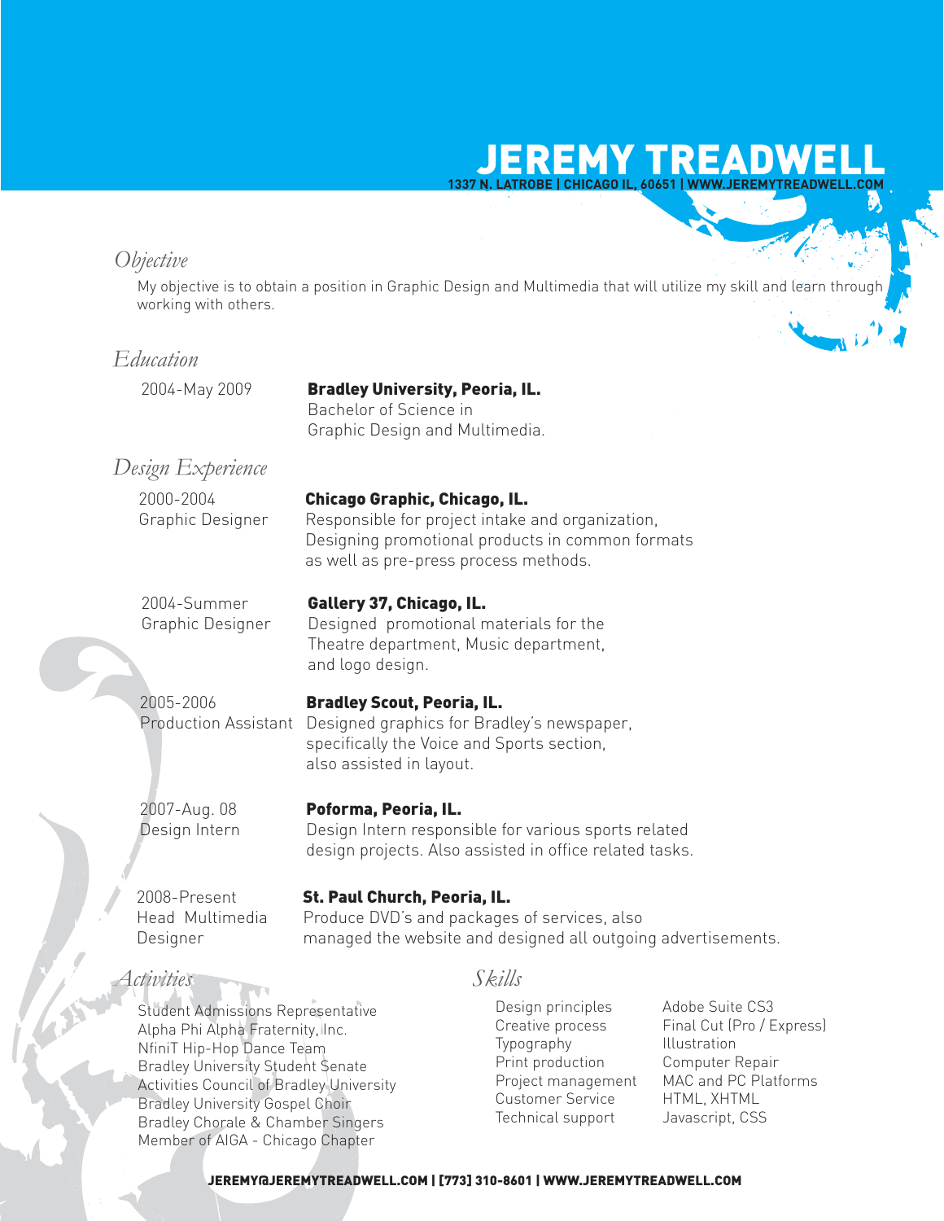# JEREMY TREADWELL

**1337 N. LATROBE | CHICAGO IL, 60651 | WWW.JEREMYTREADWELL.COM**

## *Objective*

My objective is to obtain a position in Graphic Design and Multimedia that will utilize my skill and learn through working with others.

## *Education*

2004-May 2009

**Bradley University, Peoria, IL.**
Bachelor of Science in
Graphic Design and Multimedia.

## *Design Experience*

2000-2004
Graphic Designer

**Chicago Graphic, Chicago, IL.**
Responsible for project intake and organization,
Designing promotional products in common formats
as well as pre-press process methods.

2004-Summer
Graphic Designer

**Gallery 37, Chicago, IL.**
Designed promotional materials for the
Theatre department, Music department,
and logo design.

2005-2006
Production Assistant

**Bradley Scout, Peoria, IL.**
Designed graphics for Bradley's newspaper,
specifically the Voice and Sports section,
also assisted in layout.

2007-Aug. 08
Design Intern

**Poforma, Peoria, IL.**
Design Intern responsible for various sports related
design projects. Also assisted in office related tasks.

2008-Present
Head Multimedia
Designer

**St. Paul Church, Peoria, IL.**
Produce DVD's and packages of services, also
managed the website and designed all outgoing advertisements.

## *Activities*

Student Admissions Representative
Alpha Phi Alpha Fraternity, Inc.
NfiniT Hip-Hop Dance Team
Bradley University Student Senate
Activities Council of Bradley University
Bradley University Gospel Choir
Bradley Chorale & Chamber Singers
Member of AIGA - Chicago Chapter

## *Skills*

Design principles
Creative process
Typography
Print production
Project management
Customer Service
Technical support

Adobe Suite CS3
Final Cut (Pro / Express)
Illustration
Computer Repair
MAC and PC Platforms
HTML, XHTML
Javascript, CSS

**JEREMY@JEREMYTREADWELL.COM | [773] 310-8601 | WWW.JEREMYTREADWELL.COM**